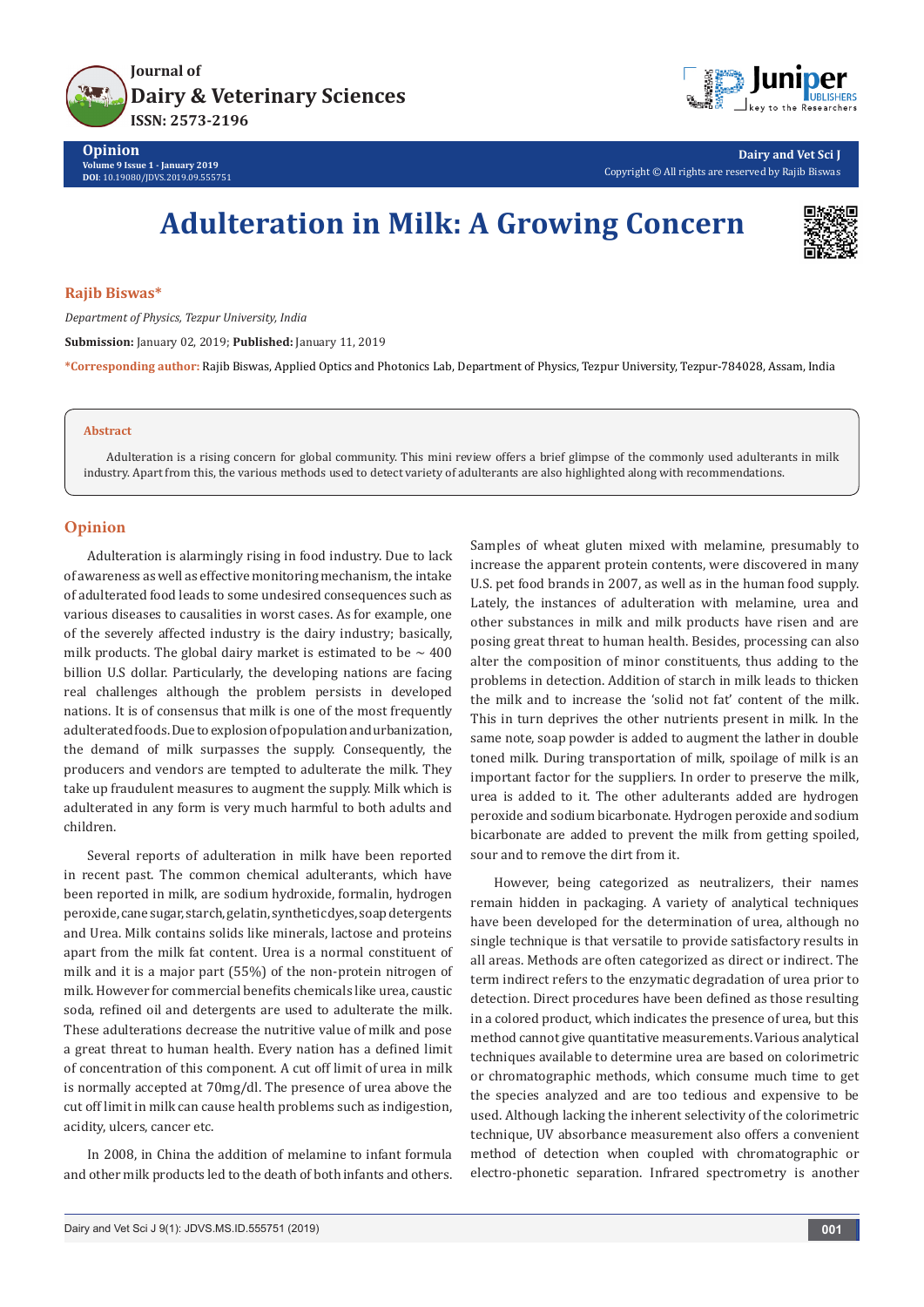Opinion
Volume 9 Issue 1 - January 2019
DOI: 10.19080/JDVS.2019.09.555751

Dairy and Vet Sci J
Copyright © All rights are reserved by Rajib Biswas

# Adulteration in Milk: A Growing Concern

**Rajib Biswas***

*Department of Physics, Tezpur University, India*

**Submission:** January 02, 2019; **Published:** January 11, 2019

***Corresponding author:** Rajib Biswas, Applied Optics and Photonics Lab, Department of Physics, Tezpur University, Tezpur-784028, Assam, India

## Abstract

Adulteration is a rising concern for global community. This mini review offers a brief glimpse of the commonly used adulterants in milk industry. Apart from this, the various methods used to detect variety of adulterants are also highlighted along with recommendations.

## Opinion

Adulteration is alarmingly rising in food industry. Due to lack of awareness as well as effective monitoring mechanism, the intake of adulterated food leads to some undesired consequences such as various diseases to causalities in worst cases. As for example, one of the severely affected industry is the dairy industry; basically, milk products. The global dairy market is estimated to be ~ 400 billion U.S dollar. Particularly, the developing nations are facing real challenges although the problem persists in developed nations. It is of consensus that milk is one of the most frequently adulterated foods. Due to explosion of population and urbanization, the demand of milk surpasses the supply. Consequently, the producers and vendors are tempted to adulterate the milk. They take up fraudulent measures to augment the supply. Milk which is adulterated in any form is very much harmful to both adults and children.

Several reports of adulteration in milk have been reported in recent past. The common chemical adulterants, which have been reported in milk, are sodium hydroxide, formalin, hydrogen peroxide, cane sugar, starch, gelatin, synthetic dyes, soap detergents and Urea. Milk contains solids like minerals, lactose and proteins apart from the milk fat content. Urea is a normal constituent of milk and it is a major part (55%) of the non-protein nitrogen of milk. However for commercial benefits chemicals like urea, caustic soda, refined oil and detergents are used to adulterate the milk. These adulterations decrease the nutritive value of milk and pose a great threat to human health. Every nation has a defined limit of concentration of this component. A cut off limit of urea in milk is normally accepted at 70mg/dl. The presence of urea above the cut off limit in milk can cause health problems such as indigestion, acidity, ulcers, cancer etc.

In 2008, in China the addition of melamine to infant formula and other milk products led to the death of both infants and others. Samples of wheat gluten mixed with melamine, presumably to increase the apparent protein contents, were discovered in many U.S. pet food brands in 2007, as well as in the human food supply. Lately, the instances of adulteration with melamine, urea and other substances in milk and milk products have risen and are posing great threat to human health. Besides, processing can also alter the composition of minor constituents, thus adding to the problems in detection. Addition of starch in milk leads to thicken the milk and to increase the 'solid not fat' content of the milk. This in turn deprives the other nutrients present in milk. In the same note, soap powder is added to augment the lather in double toned milk. During transportation of milk, spoilage of milk is an important factor for the suppliers. In order to preserve the milk, urea is added to it. The other adulterants added are hydrogen peroxide and sodium bicarbonate. Hydrogen peroxide and sodium bicarbonate are added to prevent the milk from getting spoiled, sour and to remove the dirt from it.

However, being categorized as neutralizers, their names remain hidden in packaging. A variety of analytical techniques have been developed for the determination of urea, although no single technique is that versatile to provide satisfactory results in all areas. Methods are often categorized as direct or indirect. The term indirect refers to the enzymatic degradation of urea prior to detection. Direct procedures have been defined as those resulting in a colored product, which indicates the presence of urea, but this method cannot give quantitative measurements. Various analytical techniques available to determine urea are based on colorimetric or chromatographic methods, which consume much time to get the species analyzed and are too tedious and expensive to be used. Although lacking the inherent selectivity of the colorimetric technique, UV absorbance measurement also offers a convenient method of detection when coupled with chromatographic or electro-phonetic separation. Infrared spectrometry is another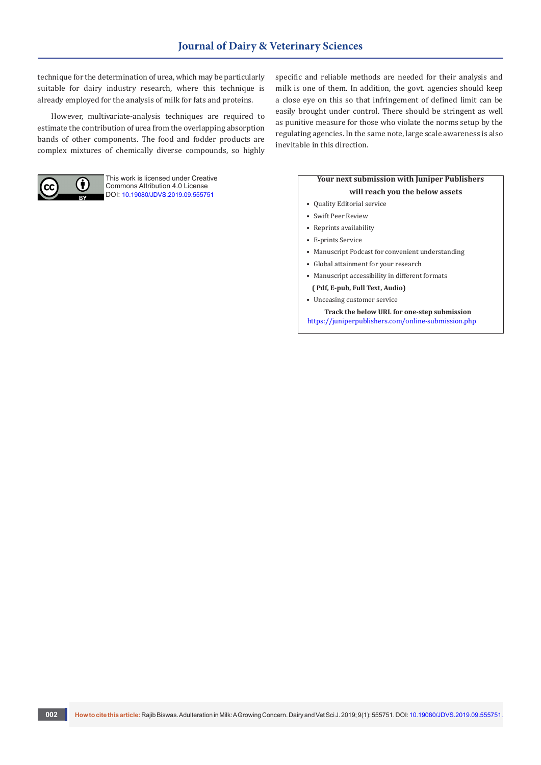technique for the determination of urea, which may be particularly suitable for dairy industry research, where this technique is already employed for the analysis of milk for fats and proteins.

However, multivariate-analysis techniques are required to estimate the contribution of urea from the overlapping absorption bands of other components. The food and fodder products are complex mixtures of chemically diverse compounds, so highly specific and reliable methods are needed for their analysis and milk is one of them. In addition, the govt. agencies should keep a close eye on this so that infringement of defined limit can be easily brought under control. There should be stringent as well as punitive measure for those who violate the norms setup by the regulating agencies. In the same note, large scale awareness is also inevitable in this direction.

This work is licensed under Creative Commons Attribution 4.0 License
DOI: 10.19080/JDVS.2019.09.555751

**Your next submission with Juniper Publishers will reach you the below assets**

- Quality Editorial service
- Swift Peer Review
- Reprints availability
- E-prints Service
- Manuscript Podcast for convenient understanding
- Global attainment for your research
- Manuscript accessibility in different formats

**( Pdf, E-pub, Full Text, Audio)**

- Unceasing customer service

**Track the below URL for one-step submission**
https://juniperpublishers.com/online-submission.php

**How to cite this article:** Rajib Biswas. Adulteration in Milk: A Growing Concern. Dairy and Vet Sci J. 2019; 9(1): 555751. DOI: 10.19080/JDVS.2019.09.555751.